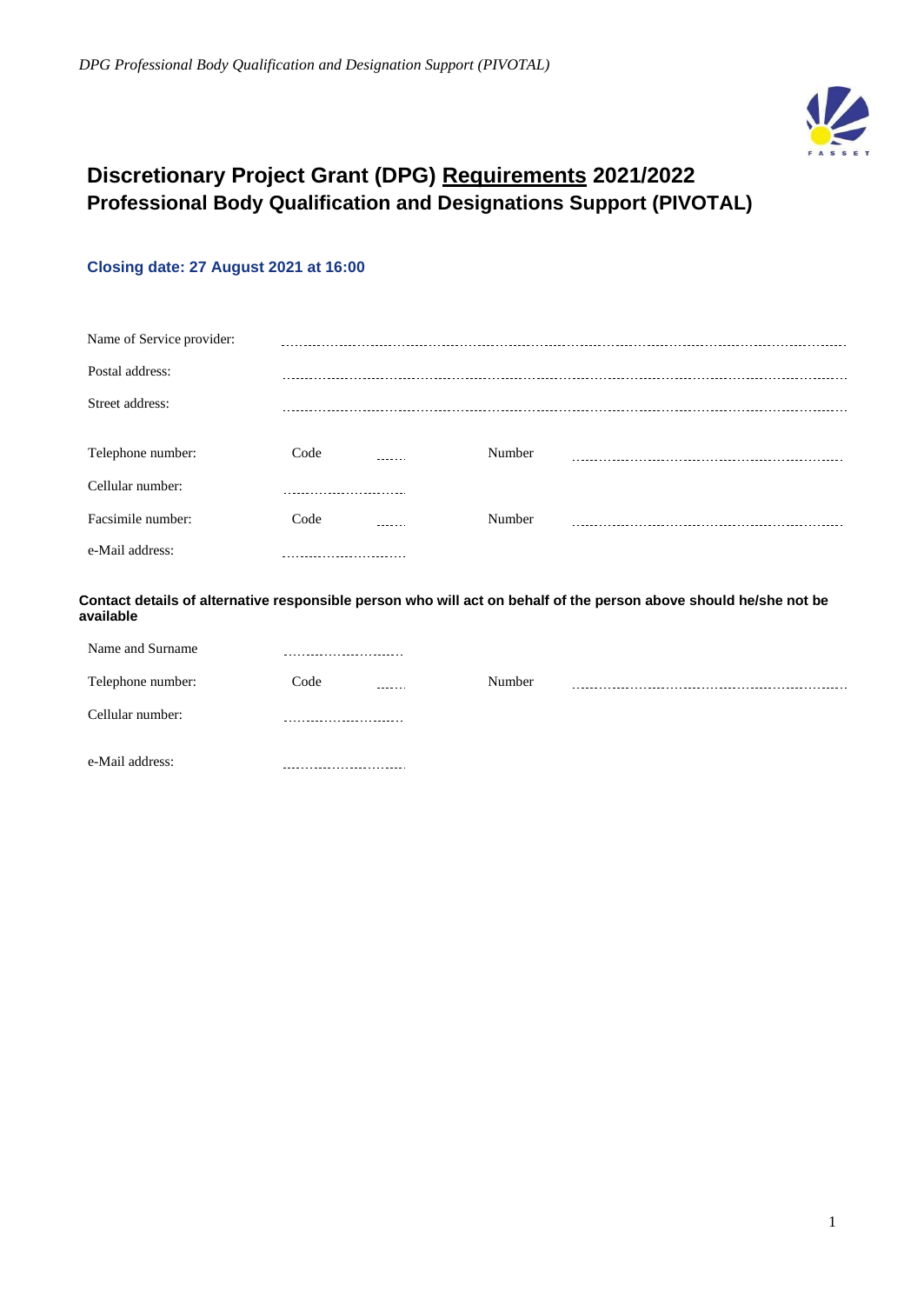# Discretionary Project Grant (DPG) <u>Requirements</u> 2021/2022
## Professional Body Qualification and Designations Support (PIVOTAL)

**Closing date: 27 August 2021 at 16:00**

| | | | | |
|---|---|---|---|---|
| Name of Service provider: | ........................................ | | | |
| Postal address: | ........................................ | | | |
| Street address: | ........................................ | | | |
| Telephone number: | Code | ...... | Number | ........................................ |
| Cellular number: | ........................ | | | |
| Facsimile number: | Code | ...... | Number | ........................................ |
| e-Mail address: | ........................ | | | |

**Contact details of alternative responsible person who will act on behalf of the person above should he/she not be available**

| | | | | |
|---|---|---|---|---|
| Name and Surname | ........................ | | | |
| Telephone number: | Code | ...... | Number | ........................................ |
| Cellular number: | ........................ | | | |
| e-Mail address: | ........................ | | | |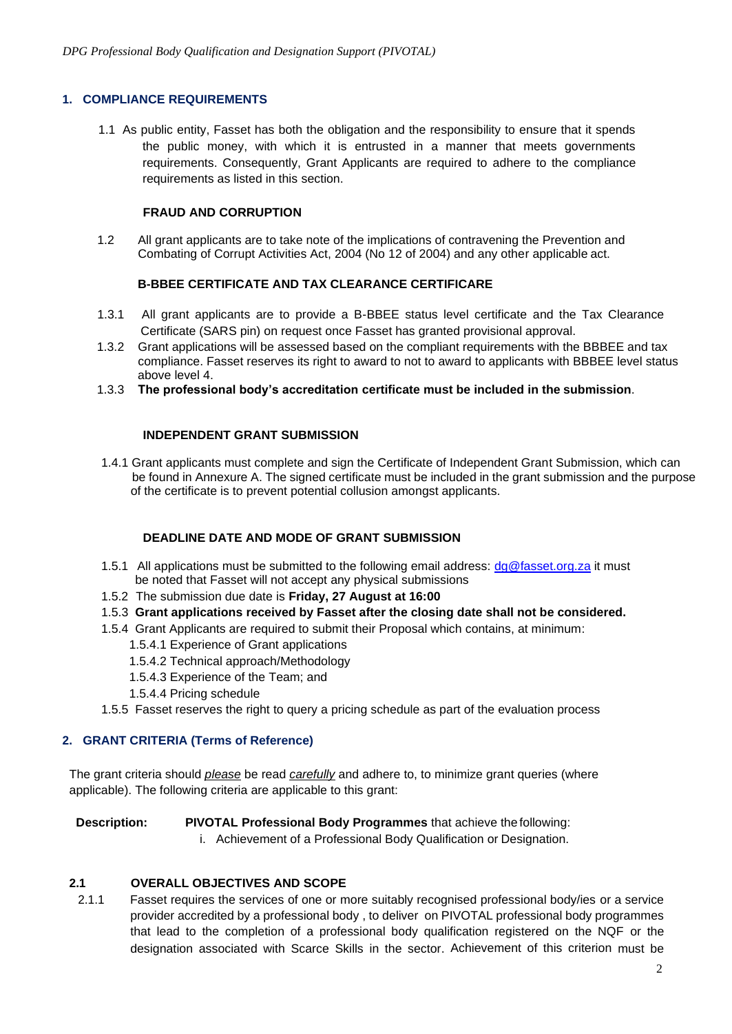## 1. COMPLIANCE REQUIREMENTS

1.1 As public entity, Fasset has both the obligation and the responsibility to ensure that it spends the public money, with which it is entrusted in a manner that meets governments requirements. Consequently, Grant Applicants are required to adhere to the compliance requirements as listed in this section.

**FRAUD AND CORRUPTION**

1.2 All grant applicants are to take note of the implications of contravening the Prevention and Combating of Corrupt Activities Act, 2004 (No 12 of 2004) and any other applicable act.

**B-BBEE CERTIFICATE AND TAX CLEARANCE CERTIFICARE**

1.3.1 All grant applicants are to provide a B-BBEE status level certificate and the Tax Clearance Certificate (SARS pin) on request once Fasset has granted provisional approval.

1.3.2 Grant applications will be assessed based on the compliant requirements with the BBBEE and tax compliance. Fasset reserves its right to award to not to award to applicants with BBBEE level status above level 4.

1.3.3 **The professional body's accreditation certificate must be included in the submission**.

**INDEPENDENT GRANT SUBMISSION**

1.4.1 Grant applicants must complete and sign the Certificate of Independent Grant Submission, which can be found in Annexure A. The signed certificate must be included in the grant submission and the purpose of the certificate is to prevent potential collusion amongst applicants.

**DEADLINE DATE AND MODE OF GRANT SUBMISSION**

1.5.1 All applications must be submitted to the following email address: dg@fasset.org.za it must be noted that Fasset will not accept any physical submissions

1.5.2 The submission due date is **Friday, 27 August at 16:00**

1.5.3 **Grant applications received by Fasset after the closing date shall not be considered.**

1.5.4 Grant Applicants are required to submit their Proposal which contains, at minimum:

- 1.5.4.1 Experience of Grant applications
- 1.5.4.2 Technical approach/Methodology
- 1.5.4.3 Experience of the Team; and
- 1.5.4.4 Pricing schedule

1.5.5 Fasset reserves the right to query a pricing schedule as part of the evaluation process

## 2. GRANT CRITERIA (Terms of Reference)

The grant criteria should *please* be read *carefully* and adhere to, to minimize grant queries (where applicable). The following criteria are applicable to this grant:

**Description:** **PIVOTAL Professional Body Programmes** that achieve the following:

i. Achievement of a Professional Body Qualification or Designation.

### 2.1 OVERALL OBJECTIVES AND SCOPE

2.1.1 Fasset requires the services of one or more suitably recognised professional body/ies or a service provider accredited by a professional body , to deliver on PIVOTAL professional body programmes that lead to the completion of a professional body qualification registered on the NQF or the designation associated with Scarce Skills in the sector. Achievement of this criterion must be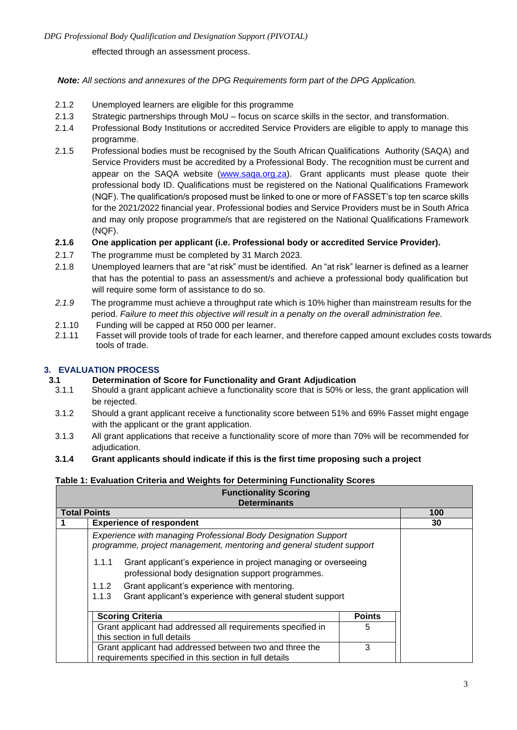effected through an assessment process.

***Note:*** *All sections and annexures of the DPG Requirements form part of the DPG Application.*

2.1.2 Unemployed learners are eligible for this programme

2.1.3 Strategic partnerships through MoU – focus on scarce skills in the sector, and transformation.

2.1.4 Professional Body Institutions or accredited Service Providers are eligible to apply to manage this programme.

2.1.5 Professional bodies must be recognised by the South African Qualifications Authority (SAQA) and Service Providers must be accredited by a Professional Body. The recognition must be current and appear on the SAQA website (www.saqa.org.za). Grant applicants must please quote their professional body ID. Qualifications must be registered on the National Qualifications Framework (NQF). The qualification/s proposed must be linked to one or more of FASSET's top ten scarce skills for the 2021/2022 financial year. Professional bodies and Service Providers must be in South Africa and may only propose programme/s that are registered on the National Qualifications Framework (NQF).

**2.1.6 One application per applicant (i.e. Professional body or accredited Service Provider).**

2.1.7 The programme must be completed by 31 March 2023.

2.1.8 Unemployed learners that are "at risk" must be identified. An "at risk" learner is defined as a learner that has the potential to pass an assessment/s and achieve a professional body qualification but will require some form of assistance to do so.

*2.1.9* The programme must achieve a throughput rate which is 10% higher than mainstream results for the period. *Failure to meet this objective will result in a penalty on the overall administration fee.*

2.1.10 Funding will be capped at R50 000 per learner.

2.1.11 Fasset will provide tools of trade for each learner, and therefore capped amount excludes costs towards tools of trade.

## 3. EVALUATION PROCESS

### 3.1 Determination of Score for Functionality and Grant Adjudication

3.1.1 Should a grant applicant achieve a functionality score that is 50% or less, the grant application will be rejected.

3.1.2 Should a grant applicant receive a functionality score between 51% and 69% Fasset might engage with the applicant or the grant application.

3.1.3 All grant applications that receive a functionality score of more than 70% will be recommended for adjudication.

**3.1.4 Grant applicants should indicate if this is the first time proposing such a project**

**Table 1: Evaluation Criteria and Weights for Determining Functionality Scores**

| **Functionality Scoring Determinants** | | |
|---|---|---|
| **Total Points** | | **100** |
| **1** | **Experience of respondent** | **30** |
| | *Experience with managing Professional Body Designation Support programme, project management, mentoring and general student support*<br><br>1.1.1 Grant applicant's experience in project managing or overseeing professional body designation support programmes.<br>1.1.2 Grant applicant's experience with mentoring.<br>1.1.3 Grant applicant's experience with general student support | |

| **Scoring Criteria** | **Points** |
|---|---|
| Grant applicant had addressed all requirements specified in this section in full details | 5 |
| Grant applicant had addressed between two and three the requirements specified in this section in full details | 3 |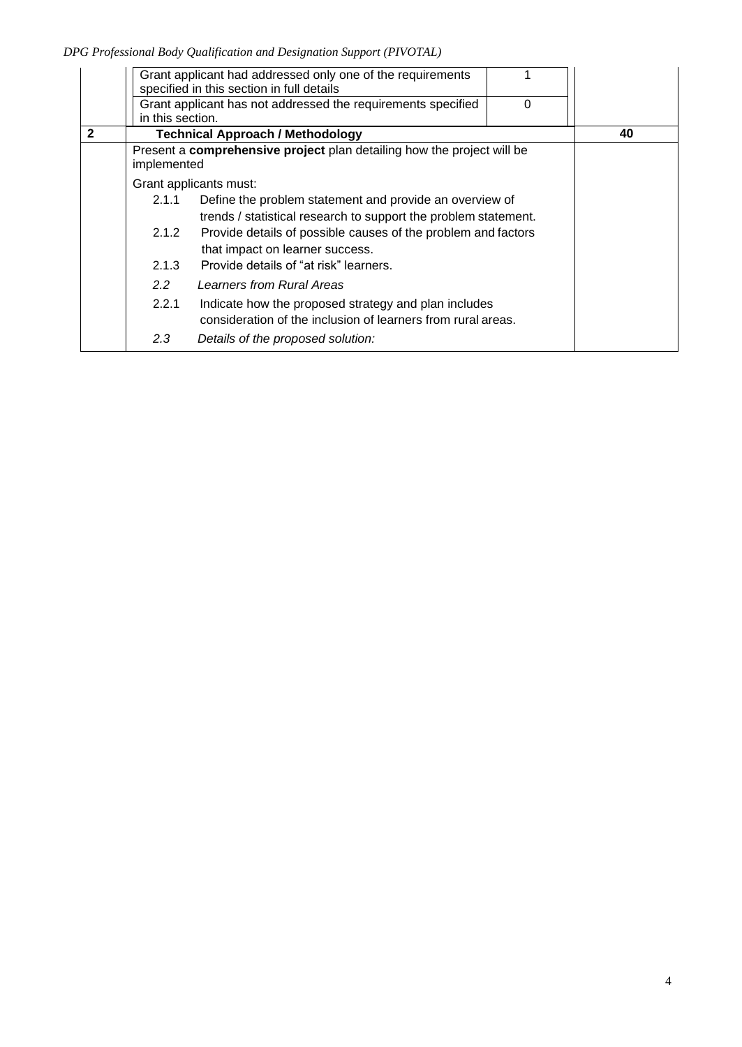| | | | |
|---|---|---|---|
| | Grant applicant had addressed only one of the requirements specified in this section in full details | 1 | |
| | Grant applicant has not addressed the requirements specified in this section. | 0 | |
| **2** | **Technical Approach / Methodology** | | **40** |
| | Present a **comprehensive project** plan detailing how the project will be implemented<br><br>Grant applicants must:<br>2.1.1 Define the problem statement and provide an overview of trends / statistical research to support the problem statement.<br>2.1.2 Provide details of possible causes of the problem and factors that impact on learner success.<br>2.1.3 Provide details of "at risk" learners.<br>*2.2 Learners from Rural Areas*<br>2.2.1 Indicate how the proposed strategy and plan includes consideration of the inclusion of learners from rural areas.<br>*2.3 Details of the proposed solution:* | | |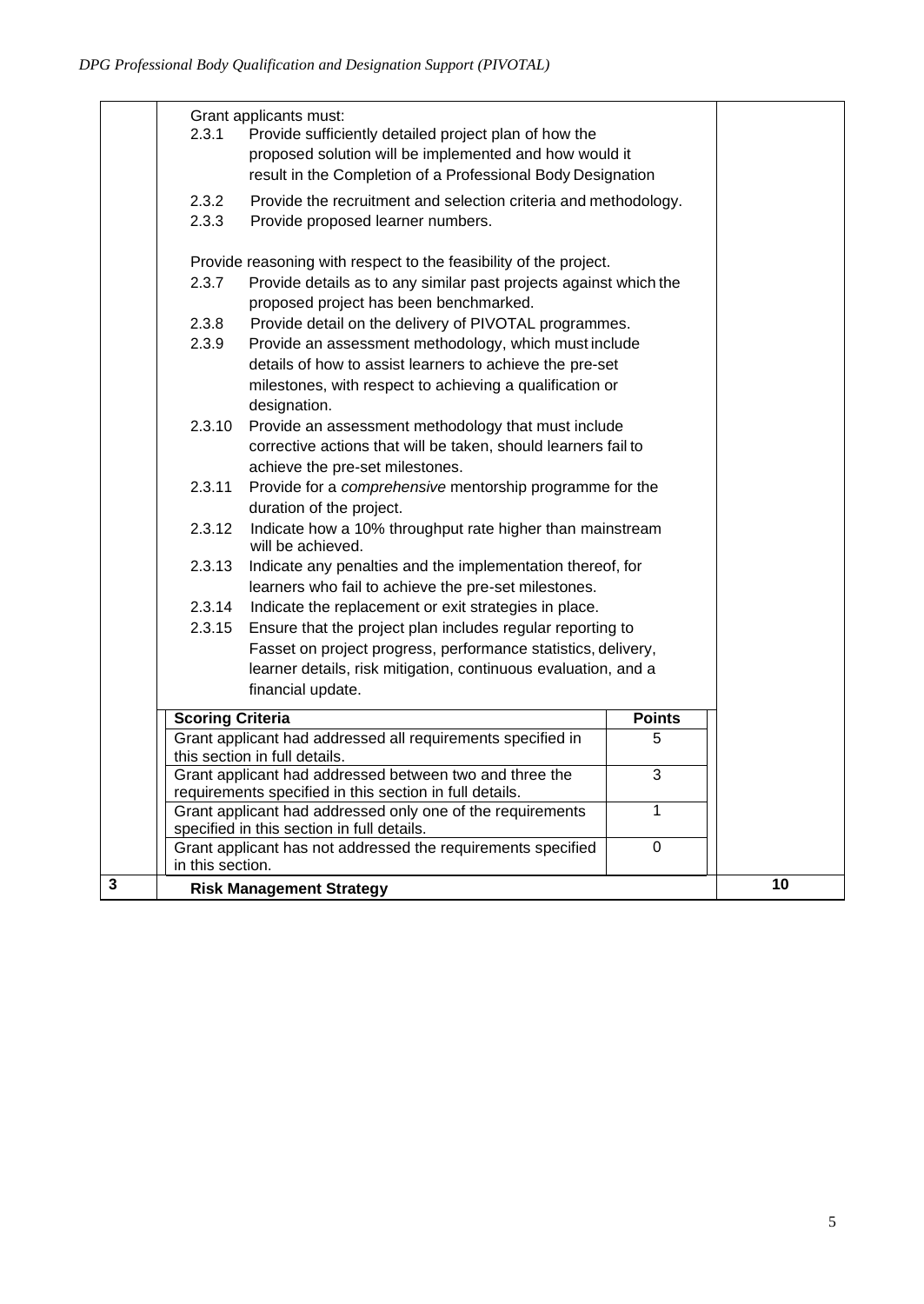| | | |
|---|---|---|
| | Grant applicants must:<br>2.3.1 Provide sufficiently detailed project plan of how the proposed solution will be implemented and how would it result in the Completion of a Professional Body Designation<br>2.3.2 Provide the recruitment and selection criteria and methodology.<br>2.3.3 Provide proposed learner numbers.<br><br>Provide reasoning with respect to the feasibility of the project.<br>2.3.7 Provide details as to any similar past projects against which the proposed project has been benchmarked.<br>2.3.8 Provide detail on the delivery of PIVOTAL programmes.<br>2.3.9 Provide an assessment methodology, which must include details of how to assist learners to achieve the pre-set milestones, with respect to achieving a qualification or designation.<br>2.3.10 Provide an assessment methodology that must include corrective actions that will be taken, should learners fail to achieve the pre-set milestones.<br>2.3.11 Provide for a *comprehensive* mentorship programme for the duration of the project.<br>2.3.12 Indicate how a 10% throughput rate higher than mainstream will be achieved.<br>2.3.13 Indicate any penalties and the implementation thereof, for learners who fail to achieve the pre-set milestones.<br>2.3.14 Indicate the replacement or exit strategies in place.<br>2.3.15 Ensure that the project plan includes regular reporting to Fasset on project progress, performance statistics, delivery, learner details, risk mitigation, continuous evaluation, and a financial update. | |
| **3** | **Risk Management Strategy** | **10** |

| **Scoring Criteria** | **Points** |
|---|---|
| Grant applicant had addressed all requirements specified in this section in full details. | 5 |
| Grant applicant had addressed between two and three the requirements specified in this section in full details. | 3 |
| Grant applicant had addressed only one of the requirements specified in this section in full details. | 1 |
| Grant applicant has not addressed the requirements specified in this section. | 0 |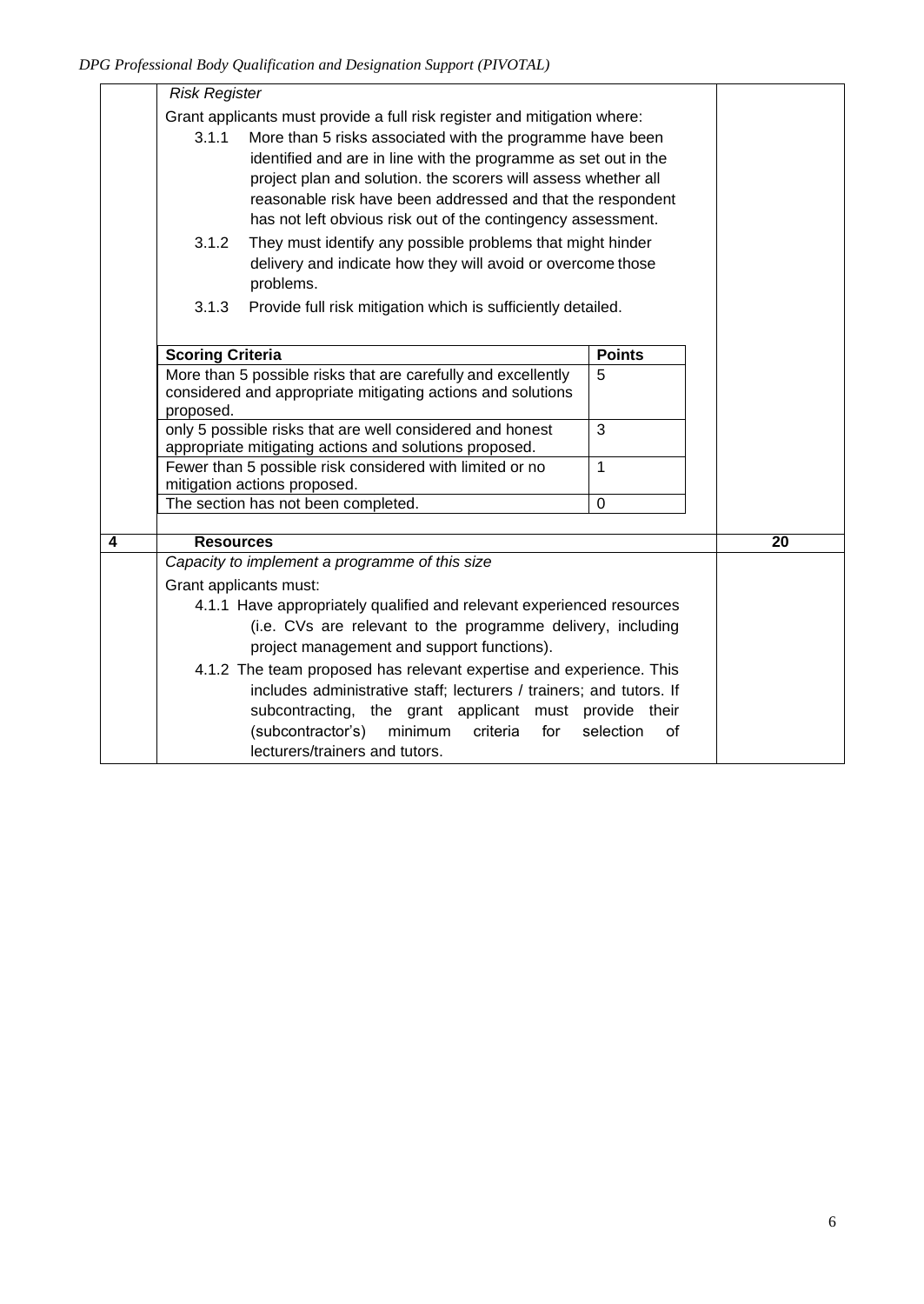*Risk Register*

Grant applicants must provide a full risk register and mitigation where:

3.1.1 More than 5 risks associated with the programme have been identified and are in line with the programme as set out in the project plan and solution. the scorers will assess whether all reasonable risk have been addressed and that the respondent has not left obvious risk out of the contingency assessment.

3.1.2 They must identify any possible problems that might hinder delivery and indicate how they will avoid or overcome those problems.

3.1.3 Provide full risk mitigation which is sufficiently detailed.

| Scoring Criteria | Points |
|---|---|
| More than 5 possible risks that are carefully and excellently considered and appropriate mitigating actions and solutions proposed. | 5 |
| only 5 possible risks that are well considered and honest appropriate mitigating actions and solutions proposed. | 3 |
| Fewer than 5 possible risk considered with limited or no mitigation actions proposed. | 1 |
| The section has not been completed. | 0 |

| 4 | Resources | 20 |
|---|---|---|

*Capacity to implement a programme of this size*

Grant applicants must:

4.1.1 Have appropriately qualified and relevant experienced resources (i.e. CVs are relevant to the programme delivery, including project management and support functions).

4.1.2 The team proposed has relevant expertise and experience. This includes administrative staff; lecturers / trainers; and tutors. If subcontracting, the grant applicant must provide their (subcontractor's) minimum criteria for selection of lecturers/trainers and tutors.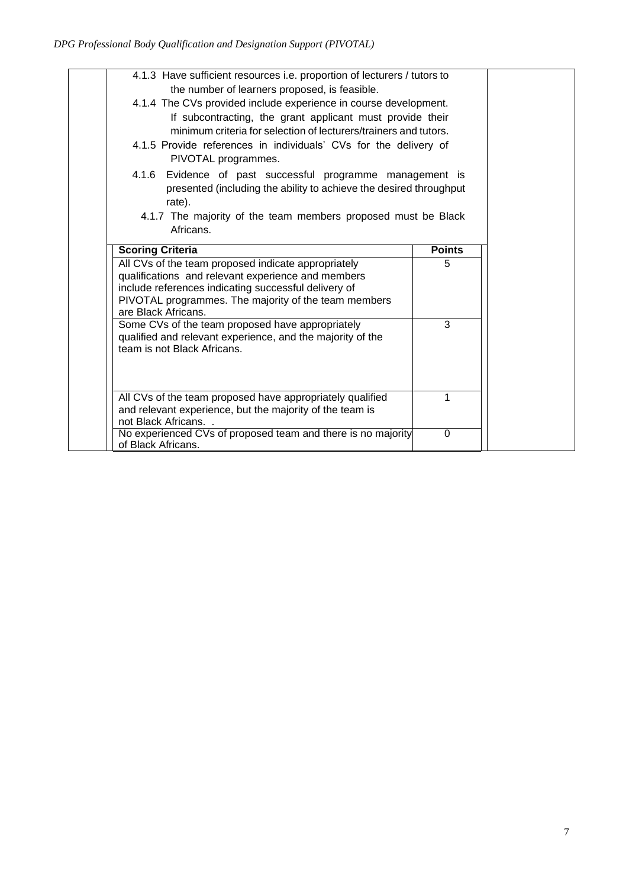4.1.3 Have sufficient resources i.e. proportion of lecturers / tutors to the number of learners proposed, is feasible.

4.1.4 The CVs provided include experience in course development. If subcontracting, the grant applicant must provide their minimum criteria for selection of lecturers/trainers and tutors.

4.1.5 Provide references in individuals' CVs for the delivery of PIVOTAL programmes.

4.1.6 Evidence of past successful programme management is presented (including the ability to achieve the desired throughput rate).

4.1.7 The majority of the team members proposed must be Black Africans.

| Scoring Criteria | Points |
|---|---|
| All CVs of the team proposed indicate appropriately qualifications and relevant experience and members include references indicating successful delivery of PIVOTAL programmes. The majority of the team members are Black Africans. | 5 |
| Some CVs of the team proposed have appropriately qualified and relevant experience, and the majority of the team is not Black Africans. | 3 |
| All CVs of the team proposed have appropriately qualified and relevant experience, but the majority of the team is not Black Africans. . | 1 |
| No experienced CVs of proposed team and there is no majority of Black Africans. | 0 |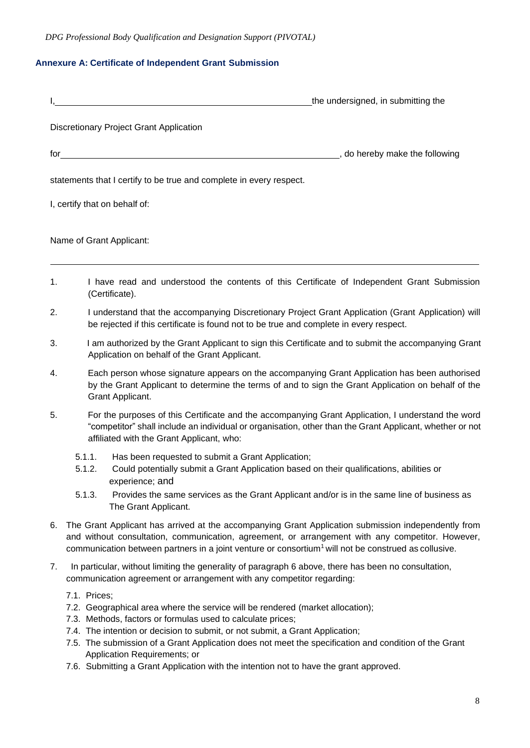## Annexure A: Certificate of Independent Grant Submission

I, \_\_\_\_\_\_\_\_\_\_\_\_\_\_\_\_\_\_\_\_\_\_\_\_\_\_\_\_\_\_\_\_\_\_\_\_\_\_\_\_\_\_\_\_\_\_\_\_\_\_\_\_ the undersigned, in submitting the

Discretionary Project Grant Application

for \_\_\_\_\_\_\_\_\_\_\_\_\_\_\_\_\_\_\_\_\_\_\_\_\_\_\_\_\_\_\_\_\_\_\_\_\_\_\_\_\_\_\_\_\_\_\_\_\_\_\_\_\_\_\_\_\_\_, do hereby make the following

statements that I certify to be true and complete in every respect.

I, certify that on behalf of:

Name of Grant Applicant:

\_\_\_\_\_\_\_\_\_\_\_\_\_\_\_\_\_\_\_\_\_\_\_\_\_\_\_\_\_\_\_\_\_\_\_\_\_\_\_\_\_\_\_\_\_\_\_\_\_\_\_\_\_\_\_\_\_\_\_\_\_\_\_\_\_\_\_\_\_\_\_\_\_\_\_\_\_\_\_\_\_\_\_\_\_\_\_\_\_\_

1. I have read and understood the contents of this Certificate of Independent Grant Submission (Certificate).
2. I understand that the accompanying Discretionary Project Grant Application (Grant Application) will be rejected if this certificate is found not to be true and complete in every respect.
3. I am authorized by the Grant Applicant to sign this Certificate and to submit the accompanying Grant Application on behalf of the Grant Applicant.
4. Each person whose signature appears on the accompanying Grant Application has been authorised by the Grant Applicant to determine the terms of and to sign the Grant Application on behalf of the Grant Applicant.
5. For the purposes of this Certificate and the accompanying Grant Application, I understand the word "competitor" shall include an individual or organisation, other than the Grant Applicant, whether or not affiliated with the Grant Applicant, who:
   - 5.1.1. Has been requested to submit a Grant Application;
   - 5.1.2. Could potentially submit a Grant Application based on their qualifications, abilities or experience; and
   - 5.1.3. Provides the same services as the Grant Applicant and/or is in the same line of business as The Grant Applicant.
6. The Grant Applicant has arrived at the accompanying Grant Application submission independently from and without consultation, communication, agreement, or arrangement with any competitor. However, communication between partners in a joint venture or consortium[1] will not be construed as collusive.
7. In particular, without limiting the generality of paragraph 6 above, there has been no consultation, communication agreement or arrangement with any competitor regarding:
   - 7.1. Prices;
   - 7.2. Geographical area where the service will be rendered (market allocation);
   - 7.3. Methods, factors or formulas used to calculate prices;
   - 7.4. The intention or decision to submit, or not submit, a Grant Application;
   - 7.5. The submission of a Grant Application does not meet the specification and condition of the Grant Application Requirements; or
   - 7.6. Submitting a Grant Application with the intention not to have the grant approved.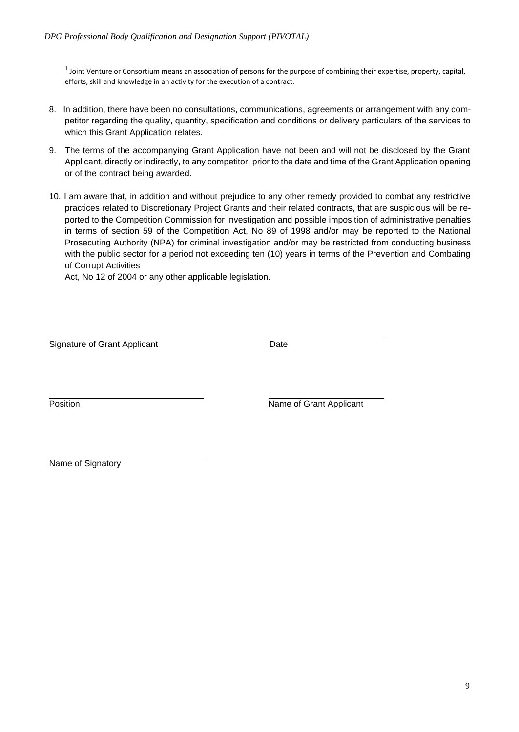[1] Joint Venture or Consortium means an association of persons for the purpose of combining their expertise, property, capital, efforts, skill and knowledge in an activity for the execution of a contract.

8. In addition, there have been no consultations, communications, agreements or arrangement with any competitor regarding the quality, quantity, specification and conditions or delivery particulars of the services to which this Grant Application relates.

9. The terms of the accompanying Grant Application have not been and will not be disclosed by the Grant Applicant, directly or indirectly, to any competitor, prior to the date and time of the Grant Application opening or of the contract being awarded.

10. I am aware that, in addition and without prejudice to any other remedy provided to combat any restrictive practices related to Discretionary Project Grants and their related contracts, that are suspicious will be reported to the Competition Commission for investigation and possible imposition of administrative penalties in terms of section 59 of the Competition Act, No 89 of 1998 and/or may be reported to the National Prosecuting Authority (NPA) for criminal investigation and/or may be restricted from conducting business with the public sector for a period not exceeding ten (10) years in terms of the Prevention and Combating of Corrupt Activities
    Act, No 12 of 2004 or any other applicable legislation.

\_\_\_\_\_\_\_\_\_\_\_\_\_\_\_\_\_\_\_\_\_\_\_\_\_\_\_\_\_\_ \_\_\_\_\_\_\_\_\_\_\_\_\_\_\_\_\_\_\_\_\_\_\_\_

Signature of Grant Applicant Date

\_\_\_\_\_\_\_\_\_\_\_\_\_\_\_\_\_\_\_\_\_\_\_\_\_\_\_\_\_\_ \_\_\_\_\_\_\_\_\_\_\_\_\_\_\_\_\_\_\_\_\_\_\_\_

Position Name of Grant Applicant

\_\_\_\_\_\_\_\_\_\_\_\_\_\_\_\_\_\_\_\_\_\_\_\_\_\_\_\_\_\_

Name of Signatory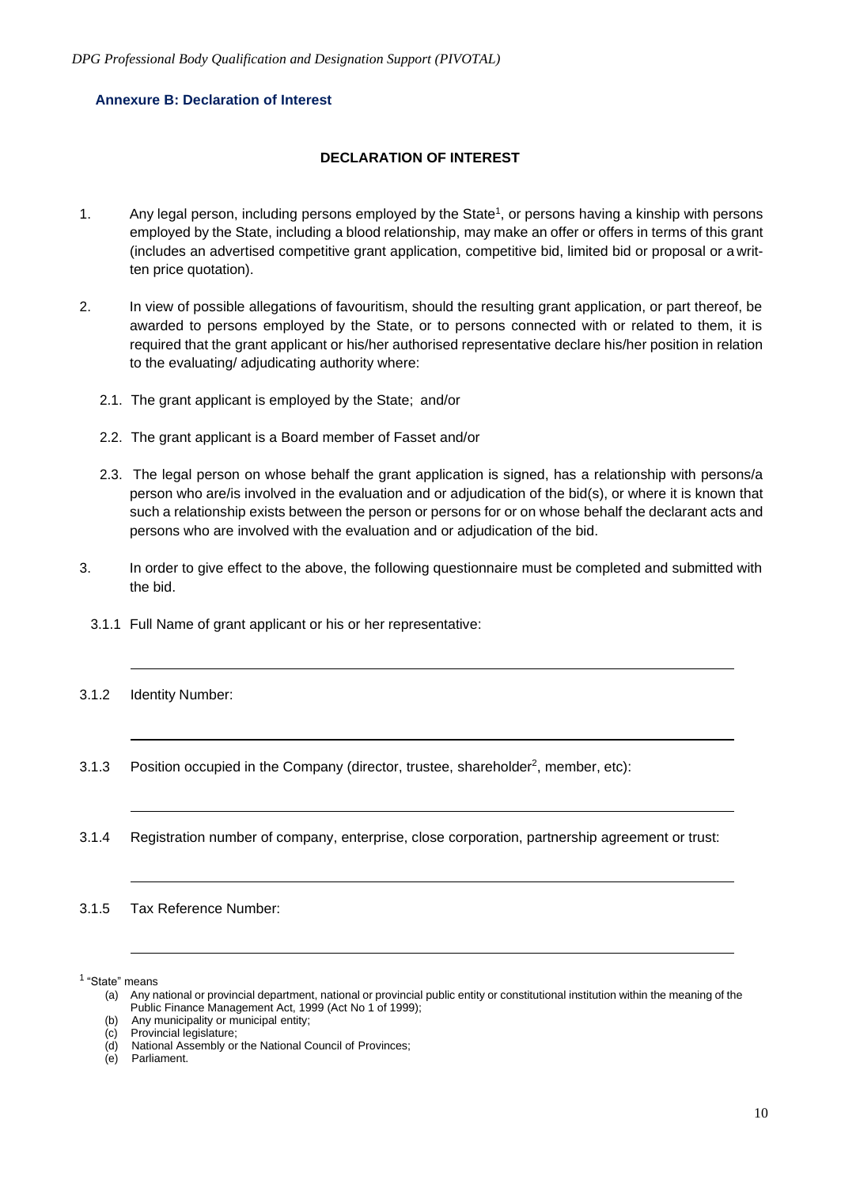### Annexure B: Declaration of Interest

**DECLARATION OF INTEREST**

1. Any legal person, including persons employed by the State[1], or persons having a kinship with persons employed by the State, including a blood relationship, may make an offer or offers in terms of this grant (includes an advertised competitive grant application, competitive bid, limited bid or proposal or a written price quotation).

2. In view of possible allegations of favouritism, should the resulting grant application, or part thereof, be awarded to persons employed by the State, or to persons connected with or related to them, it is required that the grant applicant or his/her authorised representative declare his/her position in relation to the evaluating/ adjudicating authority where:

   2.1. The grant applicant is employed by the State; and/or

   2.2. The grant applicant is a Board member of Fasset and/or

   2.3. The legal person on whose behalf the grant application is signed, has a relationship with persons/a person who are/is involved in the evaluation and or adjudication of the bid(s), or where it is known that such a relationship exists between the person or persons for or on whose behalf the declarant acts and persons who are involved with the evaluation and or adjudication of the bid.

3. In order to give effect to the above, the following questionnaire must be completed and submitted with the bid.

   3.1.1 Full Name of grant applicant or his or her representative:

   ______________________________________________________________

   3.1.2 Identity Number:

   ______________________________________________________________

   3.1.3 Position occupied in the Company (director, trustee, shareholder[2], member, etc):

   ______________________________________________________________

   3.1.4 Registration number of company, enterprise, close corporation, partnership agreement or trust:

   ______________________________________________________________

   3.1.5 Tax Reference Number:

   ______________________________________________________________

[1] "State" means

(a) Any national or provincial department, national or provincial public entity or constitutional institution within the meaning of the Public Finance Management Act, 1999 (Act No 1 of 1999);
(b) Any municipality or municipal entity;
(c) Provincial legislature;
(d) National Assembly or the National Council of Provinces;
(e) Parliament.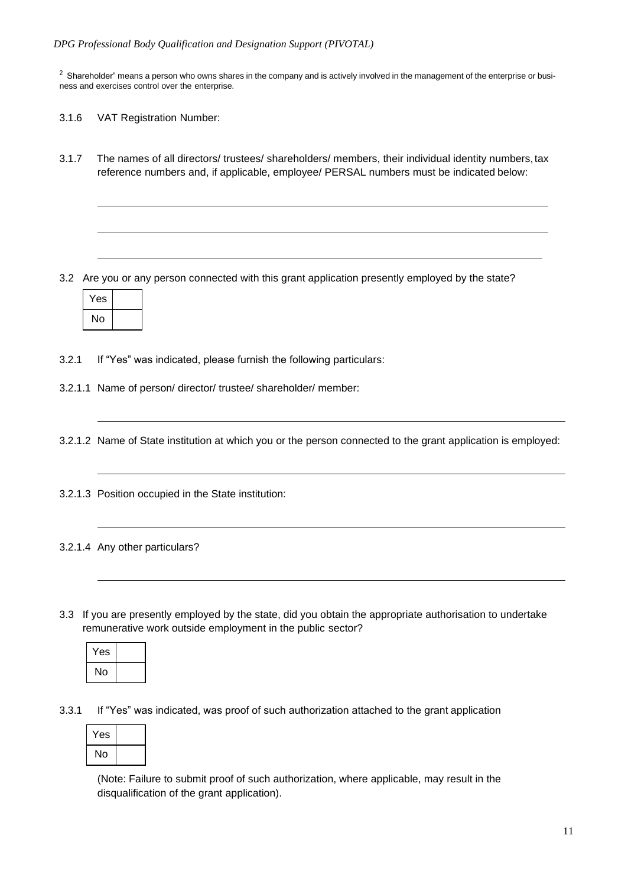[2] Shareholder" means a person who owns shares in the company and is actively involved in the management of the enterprise or business and exercises control over the enterprise.

3.1.6 VAT Registration Number:

3.1.7 The names of all directors/ trustees/ shareholders/ members, their individual identity numbers, tax reference numbers and, if applicable, employee/ PERSAL numbers must be indicated below:

\_\_\_\_\_\_\_\_\_\_\_\_\_\_\_\_\_\_\_\_\_\_\_\_\_\_\_\_\_\_\_\_\_\_\_\_\_\_\_\_\_\_\_\_\_\_\_\_\_\_\_\_\_\_\_\_\_\_\_\_\_\_\_\_\_\_

\_\_\_\_\_\_\_\_\_\_\_\_\_\_\_\_\_\_\_\_\_\_\_\_\_\_\_\_\_\_\_\_\_\_\_\_\_\_\_\_\_\_\_\_\_\_\_\_\_\_\_\_\_\_\_\_\_\_\_\_\_\_\_\_\_\_

\_\_\_\_\_\_\_\_\_\_\_\_\_\_\_\_\_\_\_\_\_\_\_\_\_\_\_\_\_\_\_\_\_\_\_\_\_\_\_\_\_\_\_\_\_\_\_\_\_\_\_\_\_\_\_\_\_\_\_\_\_\_\_\_\_\_

3.2 Are you or any person connected with this grant application presently employed by the state?

| Yes | |
|---|---|
| No | |

3.2.1 If "Yes" was indicated, please furnish the following particulars:

3.2.1.1 Name of person/ director/ trustee/ shareholder/ member:

\_\_\_\_\_\_\_\_\_\_\_\_\_\_\_\_\_\_\_\_\_\_\_\_\_\_\_\_\_\_\_\_\_\_\_\_\_\_\_\_\_\_\_\_\_\_\_\_\_\_\_\_\_\_\_\_\_\_\_\_\_\_\_\_\_\_

3.2.1.2 Name of State institution at which you or the person connected to the grant application is employed:

\_\_\_\_\_\_\_\_\_\_\_\_\_\_\_\_\_\_\_\_\_\_\_\_\_\_\_\_\_\_\_\_\_\_\_\_\_\_\_\_\_\_\_\_\_\_\_\_\_\_\_\_\_\_\_\_\_\_\_\_\_\_\_\_\_\_

3.2.1.3 Position occupied in the State institution:

\_\_\_\_\_\_\_\_\_\_\_\_\_\_\_\_\_\_\_\_\_\_\_\_\_\_\_\_\_\_\_\_\_\_\_\_\_\_\_\_\_\_\_\_\_\_\_\_\_\_\_\_\_\_\_\_\_\_\_\_\_\_\_\_\_\_

3.2.1.4 Any other particulars?

\_\_\_\_\_\_\_\_\_\_\_\_\_\_\_\_\_\_\_\_\_\_\_\_\_\_\_\_\_\_\_\_\_\_\_\_\_\_\_\_\_\_\_\_\_\_\_\_\_\_\_\_\_\_\_\_\_\_\_\_\_\_\_\_\_\_

3.3 If you are presently employed by the state, did you obtain the appropriate authorisation to undertake remunerative work outside employment in the public sector?

| Yes | |
|---|---|
| No | |

3.3.1 If "Yes" was indicated, was proof of such authorization attached to the grant application

| Yes | |
|---|---|
| No | |

(Note: Failure to submit proof of such authorization, where applicable, may result in the disqualification of the grant application).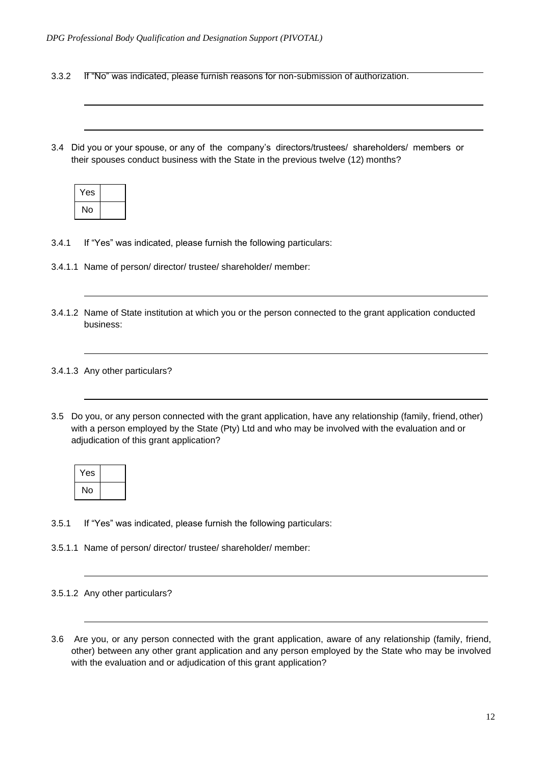3.3.2 If "No" was indicated, please furnish reasons for non-submission of authorization.

\_\_\_\_\_\_\_\_\_\_\_\_\_\_\_\_\_\_\_\_\_\_\_\_\_\_\_\_\_\_\_\_\_\_\_\_\_\_\_\_\_\_\_\_\_\_\_\_\_\_\_\_\_\_\_\_\_\_\_\_

\_\_\_\_\_\_\_\_\_\_\_\_\_\_\_\_\_\_\_\_\_\_\_\_\_\_\_\_\_\_\_\_\_\_\_\_\_\_\_\_\_\_\_\_\_\_\_\_\_\_\_\_\_\_\_\_\_\_\_\_

3.4 Did you or your spouse, or any of the company's directors/trustees/ shareholders/ members or their spouses conduct business with the State in the previous twelve (12) months?

| Yes | |
|---|---|
| No | |

3.4.1 If "Yes" was indicated, please furnish the following particulars:

3.4.1.1 Name of person/ director/ trustee/ shareholder/ member:

\_\_\_\_\_\_\_\_\_\_\_\_\_\_\_\_\_\_\_\_\_\_\_\_\_\_\_\_\_\_\_\_\_\_\_\_\_\_\_\_\_\_\_\_\_\_\_\_\_\_\_\_\_\_\_\_\_\_\_\_

3.4.1.2 Name of State institution at which you or the person connected to the grant application conducted business:

\_\_\_\_\_\_\_\_\_\_\_\_\_\_\_\_\_\_\_\_\_\_\_\_\_\_\_\_\_\_\_\_\_\_\_\_\_\_\_\_\_\_\_\_\_\_\_\_\_\_\_\_\_\_\_\_\_\_\_\_

3.4.1.3 Any other particulars?

\_\_\_\_\_\_\_\_\_\_\_\_\_\_\_\_\_\_\_\_\_\_\_\_\_\_\_\_\_\_\_\_\_\_\_\_\_\_\_\_\_\_\_\_\_\_\_\_\_\_\_\_\_\_\_\_\_\_\_\_

3.5 Do you, or any person connected with the grant application, have any relationship (family, friend, other) with a person employed by the State (Pty) Ltd and who may be involved with the evaluation and or adjudication of this grant application?

| Yes | |
|---|---|
| No | |

3.5.1 If "Yes" was indicated, please furnish the following particulars:

3.5.1.1 Name of person/ director/ trustee/ shareholder/ member:

\_\_\_\_\_\_\_\_\_\_\_\_\_\_\_\_\_\_\_\_\_\_\_\_\_\_\_\_\_\_\_\_\_\_\_\_\_\_\_\_\_\_\_\_\_\_\_\_\_\_\_\_\_\_\_\_\_\_\_\_

3.5.1.2 Any other particulars?

\_\_\_\_\_\_\_\_\_\_\_\_\_\_\_\_\_\_\_\_\_\_\_\_\_\_\_\_\_\_\_\_\_\_\_\_\_\_\_\_\_\_\_\_\_\_\_\_\_\_\_\_\_\_\_\_\_\_\_\_

3.6 Are you, or any person connected with the grant application, aware of any relationship (family, friend, other) between any other grant application and any person employed by the State who may be involved with the evaluation and or adjudication of this grant application?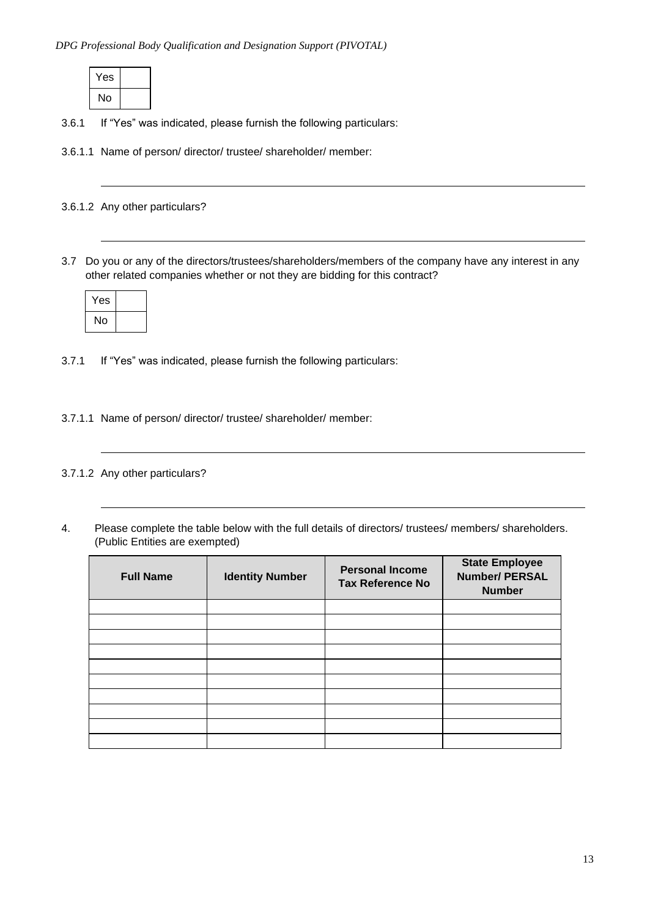| Yes | |
|---|---|
| No | |

3.6.1 If "Yes" was indicated, please furnish the following particulars:

3.6.1.1 Name of person/ director/ trustee/ shareholder/ member:

_______________________________________________________________

3.6.1.2 Any other particulars?

_______________________________________________________________

3.7 Do you or any of the directors/trustees/shareholders/members of the company have any interest in any other related companies whether or not they are bidding for this contract?

| Yes | |
|---|---|
| No | |

3.7.1 If "Yes" was indicated, please furnish the following particulars:

3.7.1.1 Name of person/ director/ trustee/ shareholder/ member:

_______________________________________________________________

3.7.1.2 Any other particulars?

_______________________________________________________________

4. Please complete the table below with the full details of directors/ trustees/ members/ shareholders. (Public Entities are exempted)

| Full Name | Identity Number | Personal Income Tax Reference No | State Employee Number/ PERSAL Number |
|---|---|---|---|
| | | | |
| | | | |
| | | | |
| | | | |
| | | | |
| | | | |
| | | | |
| | | | |
| | | | |
| | | | |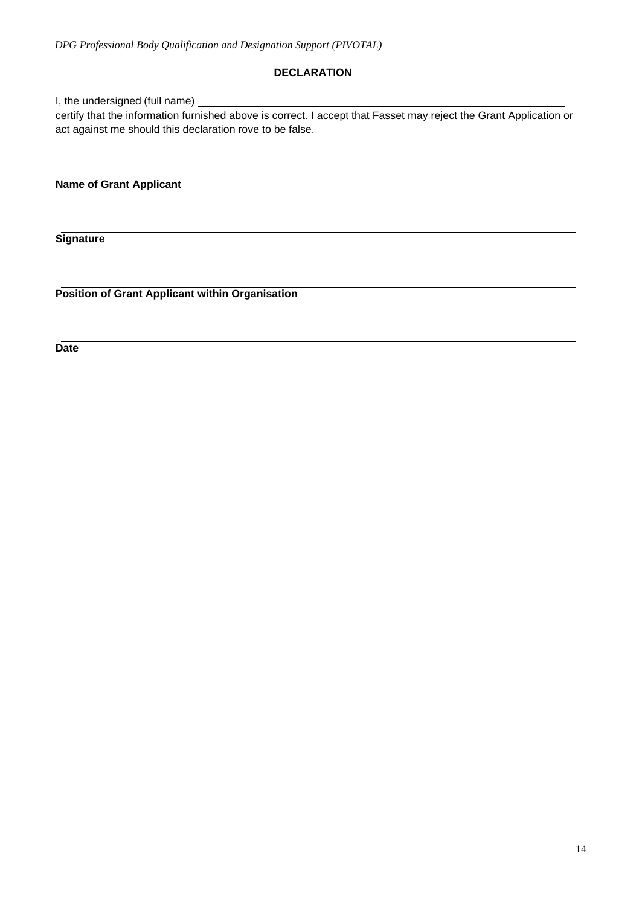## DECLARATION

I, the undersigned (full name) \_\_\_\_\_\_\_\_\_\_\_\_\_\_\_\_\_\_\_\_\_\_\_\_\_\_\_\_\_\_\_\_\_\_\_\_\_\_\_\_\_\_\_\_\_\_\_\_\_\_\_\_\_\_\_\_

certify that the information furnished above is correct. I accept that Fasset may reject the Grant Application or act against me should this declaration rove to be false.

\_\_\_\_\_\_\_\_\_\_\_\_\_\_\_\_\_\_\_\_\_\_\_\_\_\_\_\_\_\_\_\_\_\_\_\_\_\_\_\_\_\_\_\_\_\_\_\_\_\_\_\_\_\_\_\_

**Name of Grant Applicant**

\_\_\_\_\_\_\_\_\_\_\_\_\_\_\_\_\_\_\_\_\_\_\_\_\_\_\_\_\_\_\_\_\_\_\_\_\_\_\_\_\_\_\_\_\_\_\_\_\_\_\_\_\_\_\_\_

**Signature**

\_\_\_\_\_\_\_\_\_\_\_\_\_\_\_\_\_\_\_\_\_\_\_\_\_\_\_\_\_\_\_\_\_\_\_\_\_\_\_\_\_\_\_\_\_\_\_\_\_\_\_\_\_\_\_\_

**Position of Grant Applicant within Organisation**

\_\_\_\_\_\_\_\_\_\_\_\_\_\_\_\_\_\_\_\_\_\_\_\_\_\_\_\_\_\_\_\_\_\_\_\_\_\_\_\_\_\_\_\_\_\_\_\_\_\_\_\_\_\_\_\_

**Date**